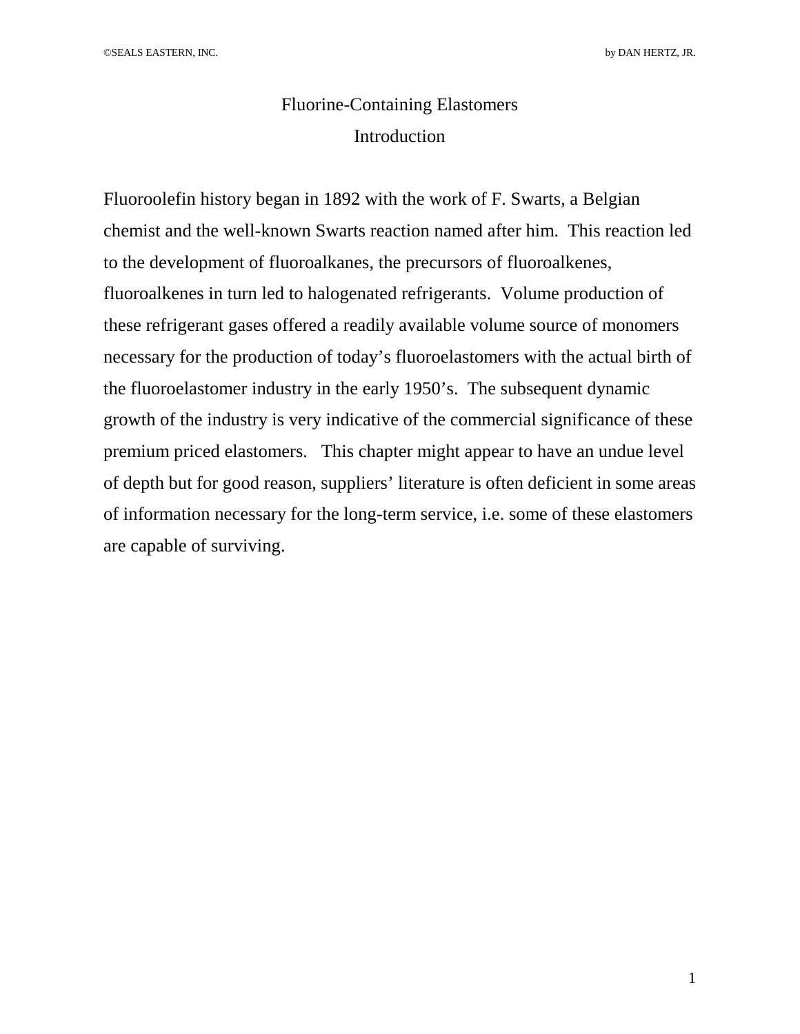# Fluorine-Containing Elastomers

## Introduction

Fluoroolefin history began in 1892 with the work of F. Swarts, a Belgian chemist and the well-known Swarts reaction named after him. This reaction led to the development of fluoroalkanes, the precursors of fluoroalkenes, fluoroalkenes in turn led to halogenated refrigerants. Volume production of these refrigerant gases offered a readily available volume source of monomers necessary for the production of today's fluoroelastomers with the actual birth of the fluoroelastomer industry in the early 1950's. The subsequent dynamic growth of the industry is very indicative of the commercial significance of these premium priced elastomers. This chapter might appear to have an undue level of depth but for good reason, suppliers' literature is often deficient in some areas of information necessary for the long-term service, i.e. some of these elastomers are capable of surviving.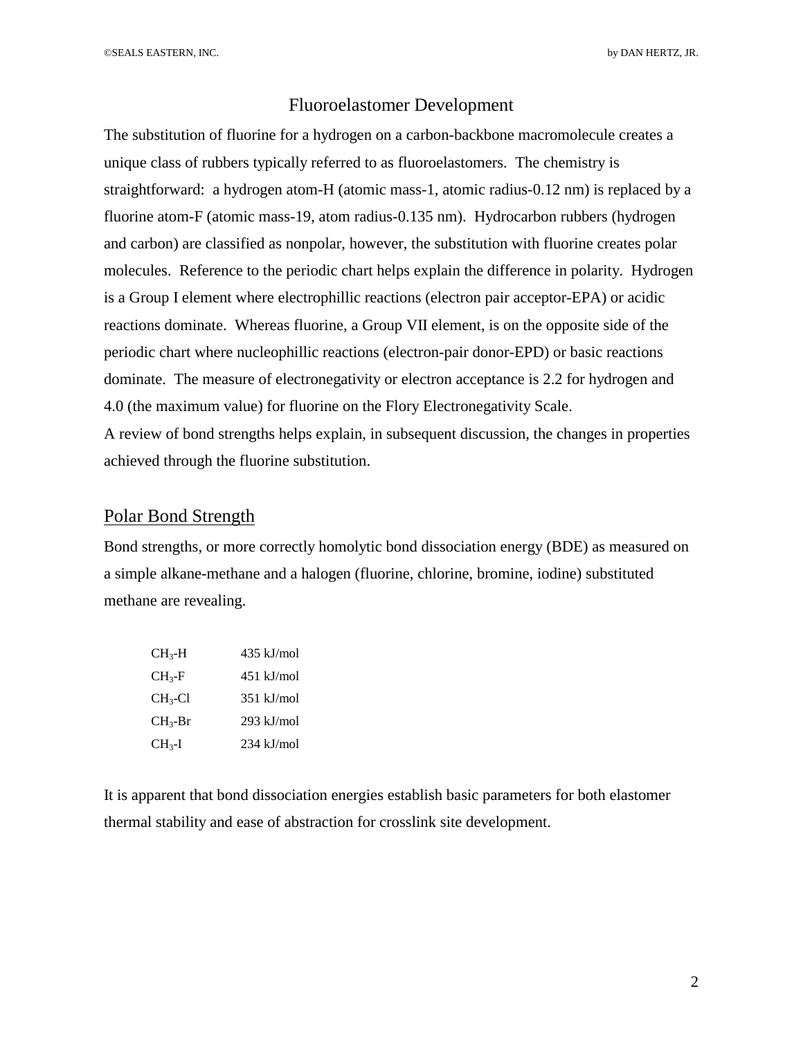# Fluoroelastomer Development

The substitution of fluorine for a hydrogen on a carbon-backbone macromolecule creates a unique class of rubbers typically referred to as fluoroelastomers. The chemistry is straightforward: a hydrogen atom-H (atomic mass-1, atomic radius-0.12 nm) is replaced by a fluorine atom-F (atomic mass-19, atom radius-0.135 nm). Hydrocarbon rubbers (hydrogen and carbon) are classified as nonpolar, however, the substitution with fluorine creates polar molecules. Reference to the periodic chart helps explain the difference in polarity. Hydrogen is a Group I element where electrophillic reactions (electron pair acceptor-EPA) or acidic reactions dominate. Whereas fluorine, a Group VII element, is on the opposite side of the periodic chart where nucleophillic reactions (electron-pair donor-EPD) or basic reactions dominate. The measure of electronegativity or electron acceptance is 2.2 for hydrogen and 4.0 (the maximum value) for fluorine on the Flory Electronegativity Scale.

A review of bond strengths helps explain, in subsequent discussion, the changes in properties achieved through the fluorine substitution.

## Polar Bond Strength

Bond strengths, or more correctly homolytic bond dissociation energy (BDE) as measured on a simple alkane-methane and a halogen (fluorine, chlorine, bromine, iodine) substituted methane are revealing.

| | |
|---|---|
| $CH_3$-H | 435 kJ/mol |
| $CH_3$-F | 451 kJ/mol |
| $CH_3$-Cl | 351 kJ/mol |
| $CH_3$-Br | 293 kJ/mol |
| $CH_3$-I | 234 kJ/mol |

It is apparent that bond dissociation energies establish basic parameters for both elastomer thermal stability and ease of abstraction for crosslink site development.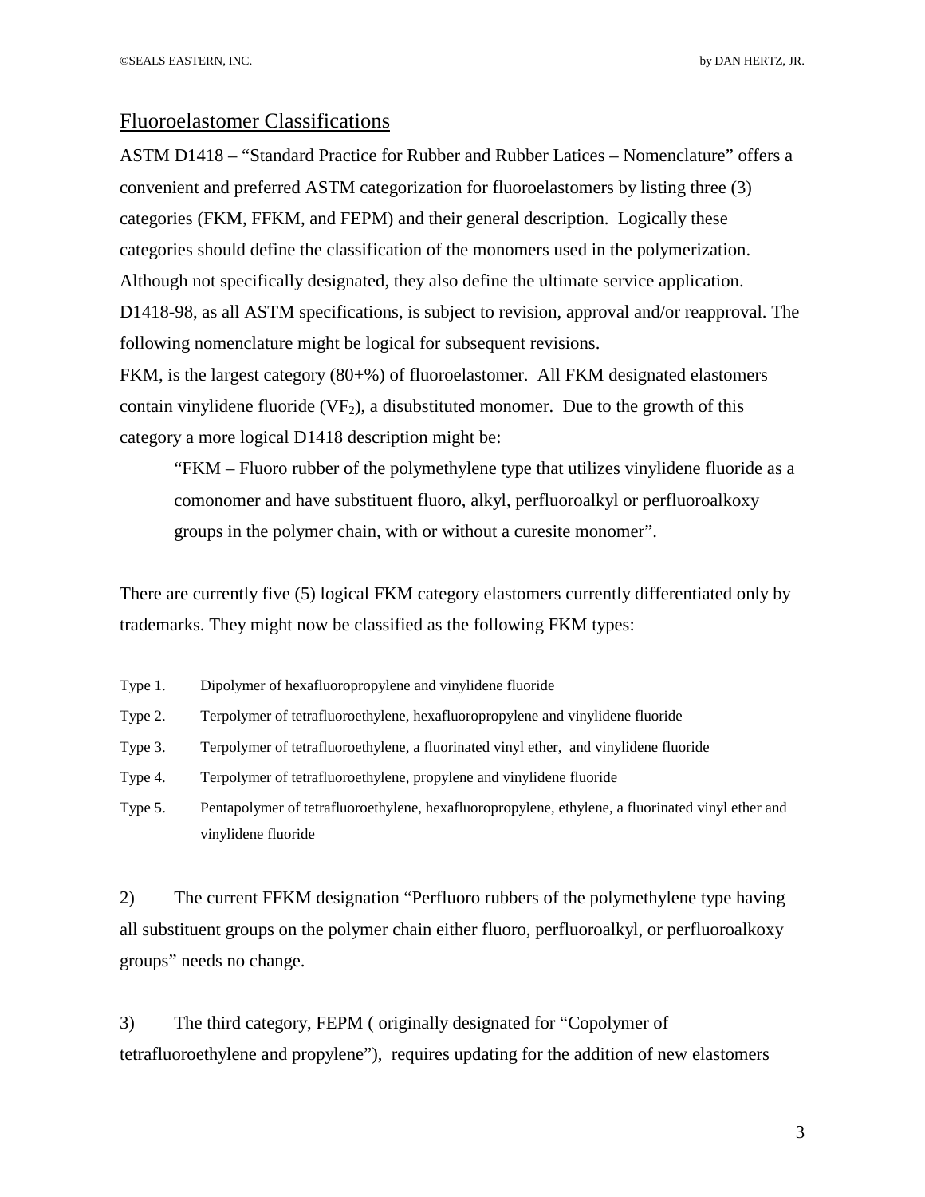## Fluoroelastomer Classifications

ASTM D1418 – "Standard Practice for Rubber and Rubber Latices – Nomenclature" offers a convenient and preferred ASTM categorization for fluoroelastomers by listing three (3) categories (FKM, FFKM, and FEPM) and their general description. Logically these categories should define the classification of the monomers used in the polymerization. Although not specifically designated, they also define the ultimate service application. D1418-98, as all ASTM specifications, is subject to revision, approval and/or reapproval. The following nomenclature might be logical for subsequent revisions.

FKM, is the largest category (80+%) of fluoroelastomer. All FKM designated elastomers contain vinylidene fluoride ($VF_2$), a disubstituted monomer. Due to the growth of this category a more logical D1418 description might be:

> "FKM – Fluoro rubber of the polymethylene type that utilizes vinylidene fluoride as a comonomer and have substituent fluoro, alkyl, perfluoroalkyl or perfluoroalkoxy groups in the polymer chain, with or without a curesite monomer".

There are currently five (5) logical FKM category elastomers currently differentiated only by trademarks. They might now be classified as the following FKM types:

- Type 1. Dipolymer of hexafluoropropylene and vinylidene fluoride
- Type 2. Terpolymer of tetrafluoroethylene, hexafluoropropylene and vinylidene fluoride
- Type 3. Terpolymer of tetrafluoroethylene, a fluorinated vinyl ether, and vinylidene fluoride
- Type 4. Terpolymer of tetrafluoroethylene, propylene and vinylidene fluoride
- Type 5. Pentapolymer of tetrafluoroethylene, hexafluoropropylene, ethylene, a fluorinated vinyl ether and vinylidene fluoride

2) The current FFKM designation "Perfluoro rubbers of the polymethylene type having all substituent groups on the polymer chain either fluoro, perfluoroalkyl, or perfluoroalkoxy groups" needs no change.

3) The third category, FEPM ( originally designated for "Copolymer of tetrafluoroethylene and propylene"), requires updating for the addition of new elastomers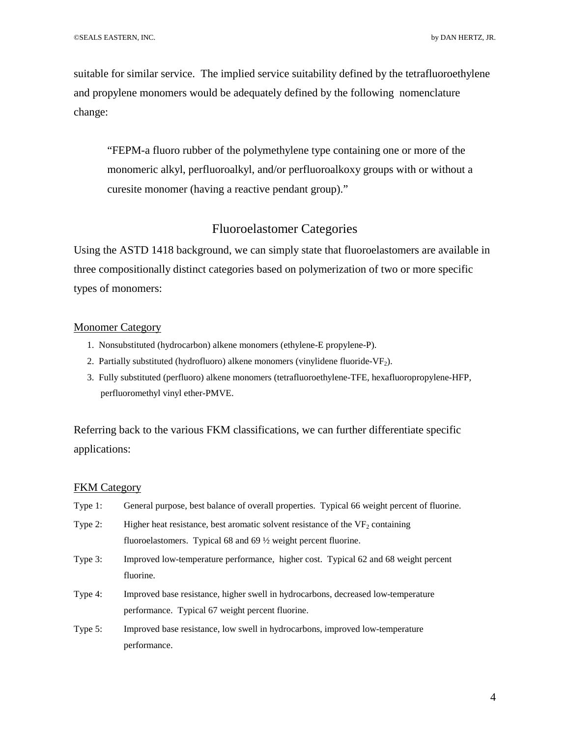suitable for similar service. The implied service suitability defined by the tetrafluoroethylene and propylene monomers would be adequately defined by the following nomenclature change:

> "FEPM-a fluoro rubber of the polymethylene type containing one or more of the monomeric alkyl, perfluoroalkyl, and/or perfluoroalkoxy groups with or without a curesite monomer (having a reactive pendant group)."

## Fluoroelastomer Categories

Using the ASTD 1418 background, we can simply state that fluoroelastomers are available in three compositionally distinct categories based on polymerization of two or more specific types of monomers:

<u>Monomer Category</u>

1. Nonsubstituted (hydrocarbon) alkene monomers (ethylene-E propylene-P).
2. Partially substituted (hydrofluoro) alkene monomers (vinylidene fluoride-$VF_2$).
3. Fully substituted (perfluoro) alkene monomers (tetrafluoroethylene-TFE, hexafluoropropylene-HFP, perfluoromethyl vinyl ether-PMVE.

Referring back to the various FKM classifications, we can further differentiate specific applications:

<u>FKM Category</u>

- Type 1: General purpose, best balance of overall properties. Typical 66 weight percent of fluorine.
- Type 2: Higher heat resistance, best aromatic solvent resistance of the $VF_2$ containing fluoroelastomers. Typical 68 and 69 ½ weight percent fluorine.
- Type 3: Improved low-temperature performance, higher cost. Typical 62 and 68 weight percent fluorine.
- Type 4: Improved base resistance, higher swell in hydrocarbons, decreased low-temperature performance. Typical 67 weight percent fluorine.
- Type 5: Improved base resistance, low swell in hydrocarbons, improved low-temperature performance.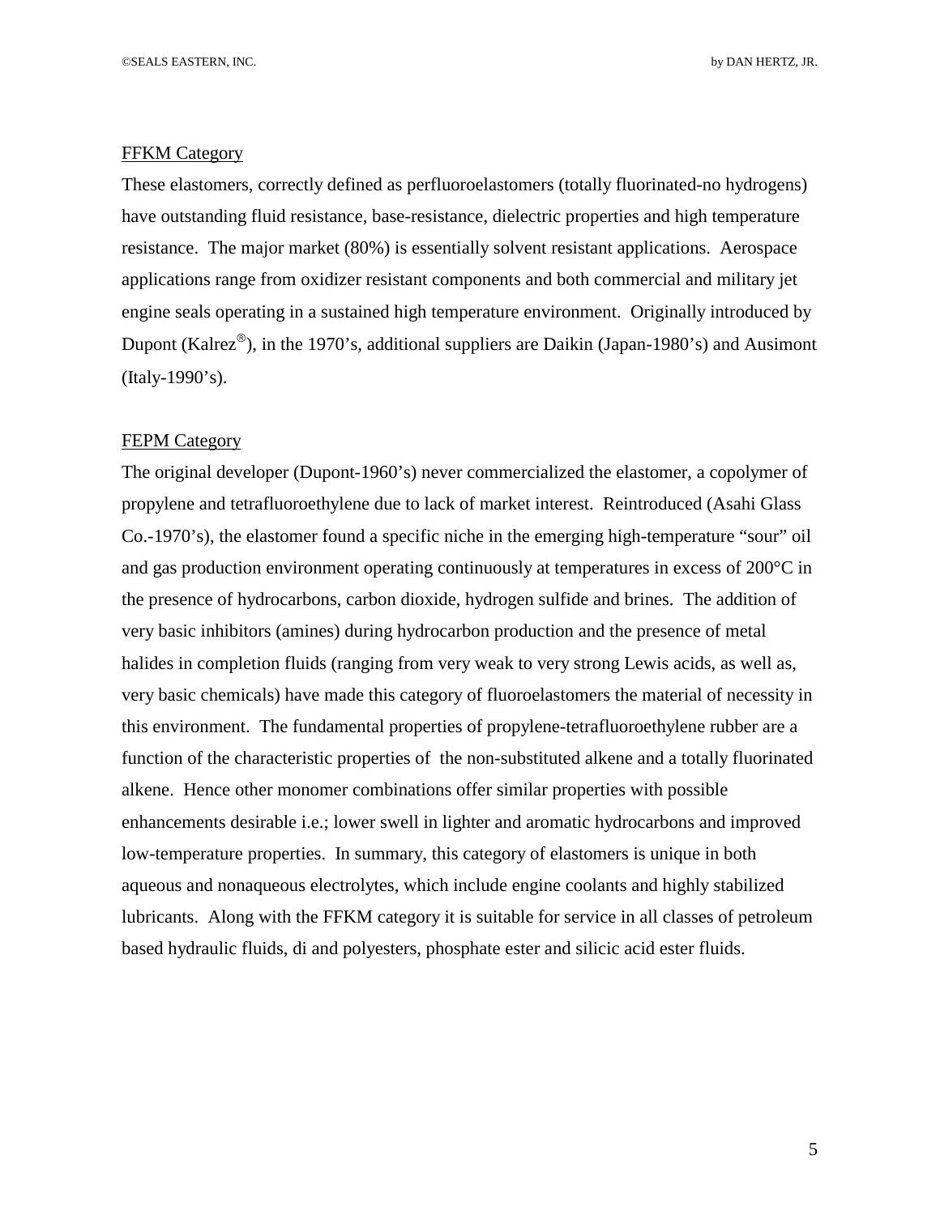## FFKM Category

These elastomers, correctly defined as perfluoroelastomers (totally fluorinated-no hydrogens) have outstanding fluid resistance, base-resistance, dielectric properties and high temperature resistance. The major market (80%) is essentially solvent resistant applications. Aerospace applications range from oxidizer resistant components and both commercial and military jet engine seals operating in a sustained high temperature environment. Originally introduced by Dupont (Kalrez®), in the 1970's, additional suppliers are Daikin (Japan-1980's) and Ausimont (Italy-1990's).

## FEPM Category

The original developer (Dupont-1960's) never commercialized the elastomer, a copolymer of propylene and tetrafluoroethylene due to lack of market interest. Reintroduced (Asahi Glass Co.-1970's), the elastomer found a specific niche in the emerging high-temperature "sour" oil and gas production environment operating continuously at temperatures in excess of 200°C in the presence of hydrocarbons, carbon dioxide, hydrogen sulfide and brines. The addition of very basic inhibitors (amines) during hydrocarbon production and the presence of metal halides in completion fluids (ranging from very weak to very strong Lewis acids, as well as, very basic chemicals) have made this category of fluoroelastomers the material of necessity in this environment. The fundamental properties of propylene-tetrafluoroethylene rubber are a function of the characteristic properties of the non-substituted alkene and a totally fluorinated alkene. Hence other monomer combinations offer similar properties with possible enhancements desirable i.e.; lower swell in lighter and aromatic hydrocarbons and improved low-temperature properties. In summary, this category of elastomers is unique in both aqueous and nonaqueous electrolytes, which include engine coolants and highly stabilized lubricants. Along with the FFKM category it is suitable for service in all classes of petroleum based hydraulic fluids, di and polyesters, phosphate ester and silicic acid ester fluids.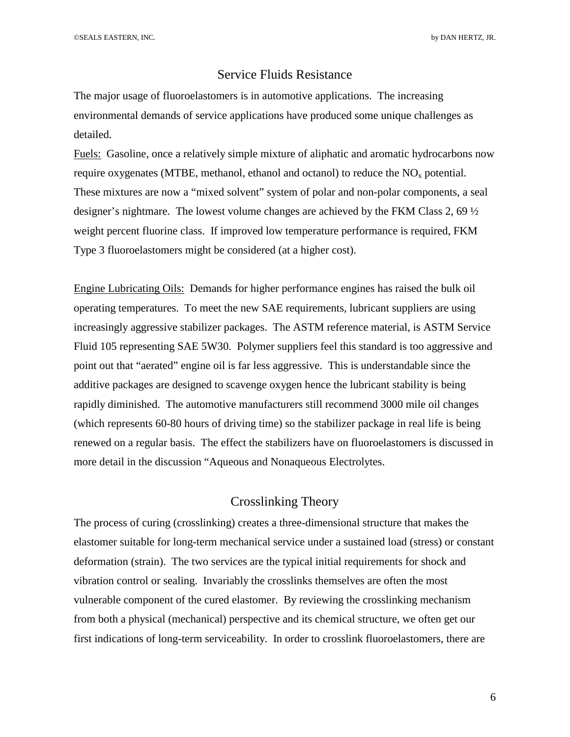## Service Fluids Resistance

The major usage of fluoroelastomers is in automotive applications. The increasing environmental demands of service applications have produced some unique challenges as detailed.

Fuels: Gasoline, once a relatively simple mixture of aliphatic and aromatic hydrocarbons now require oxygenates (MTBE, methanol, ethanol and octanol) to reduce the $NO_x$ potential. These mixtures are now a "mixed solvent" system of polar and non-polar components, a seal designer's nightmare. The lowest volume changes are achieved by the FKM Class 2, 69 ½ weight percent fluorine class. If improved low temperature performance is required, FKM Type 3 fluoroelastomers might be considered (at a higher cost).

Engine Lubricating Oils: Demands for higher performance engines has raised the bulk oil operating temperatures. To meet the new SAE requirements, lubricant suppliers are using increasingly aggressive stabilizer packages. The ASTM reference material, is ASTM Service Fluid 105 representing SAE 5W30. Polymer suppliers feel this standard is too aggressive and point out that "aerated" engine oil is far less aggressive. This is understandable since the additive packages are designed to scavenge oxygen hence the lubricant stability is being rapidly diminished. The automotive manufacturers still recommend 3000 mile oil changes (which represents 60-80 hours of driving time) so the stabilizer package in real life is being renewed on a regular basis. The effect the stabilizers have on fluoroelastomers is discussed in more detail in the discussion "Aqueous and Nonaqueous Electrolytes.

## Crosslinking Theory

The process of curing (crosslinking) creates a three-dimensional structure that makes the elastomer suitable for long-term mechanical service under a sustained load (stress) or constant deformation (strain). The two services are the typical initial requirements for shock and vibration control or sealing. Invariably the crosslinks themselves are often the most vulnerable component of the cured elastomer. By reviewing the crosslinking mechanism from both a physical (mechanical) perspective and its chemical structure, we often get our first indications of long-term serviceability. In order to crosslink fluoroelastomers, there are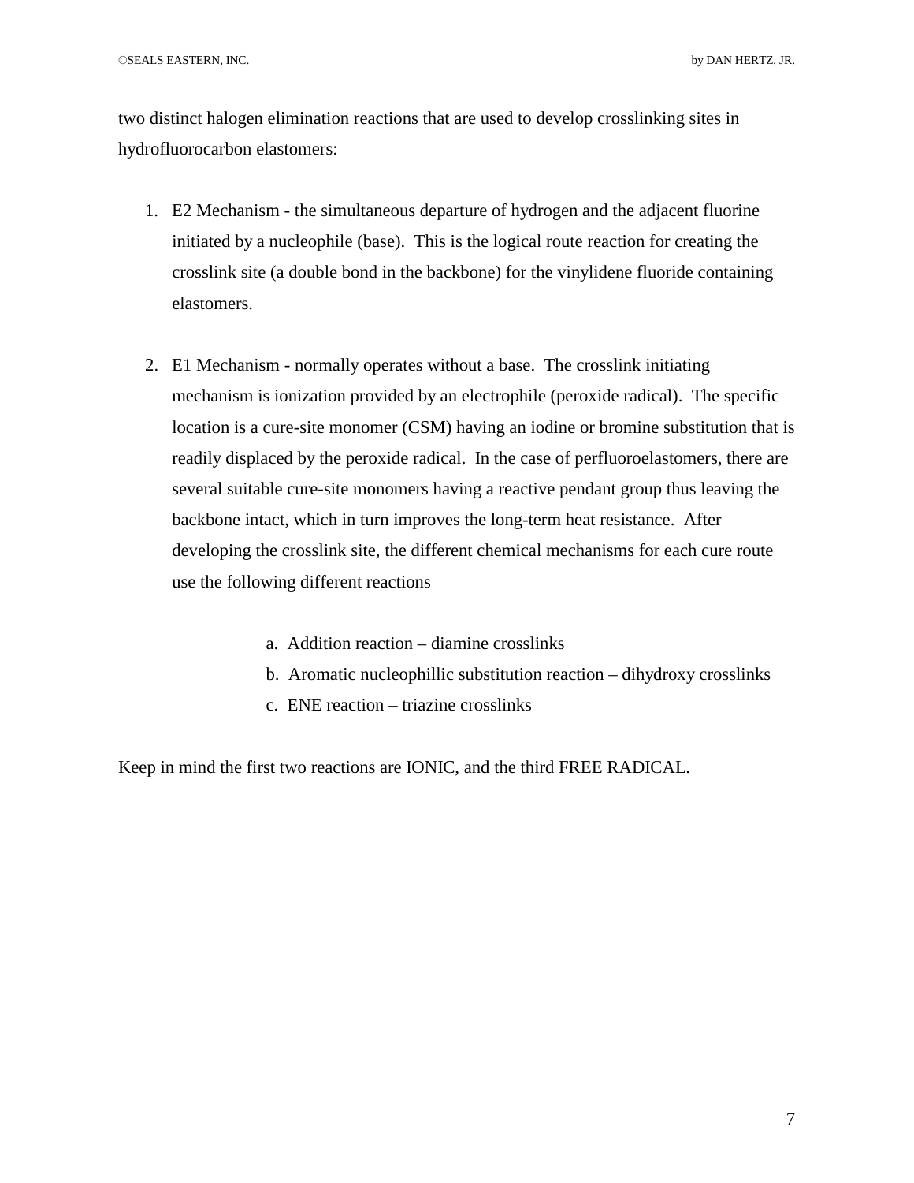two distinct halogen elimination reactions that are used to develop crosslinking sites in hydrofluorocarbon elastomers:

1. E2 Mechanism - the simultaneous departure of hydrogen and the adjacent fluorine initiated by a nucleophile (base). This is the logical route reaction for creating the crosslink site (a double bond in the backbone) for the vinylidene fluoride containing elastomers.

2. E1 Mechanism - normally operates without a base. The crosslink initiating mechanism is ionization provided by an electrophile (peroxide radical). The specific location is a cure-site monomer (CSM) having an iodine or bromine substitution that is readily displaced by the peroxide radical. In the case of perfluoroelastomers, there are several suitable cure-site monomers having a reactive pendant group thus leaving the backbone intact, which in turn improves the long-term heat resistance. After developing the crosslink site, the different chemical mechanisms for each cure route use the following different reactions

    a. Addition reaction – diamine crosslinks
    b. Aromatic nucleophillic substitution reaction – dihydroxy crosslinks
    c. ENE reaction – triazine crosslinks

Keep in mind the first two reactions are IONIC, and the third FREE RADICAL.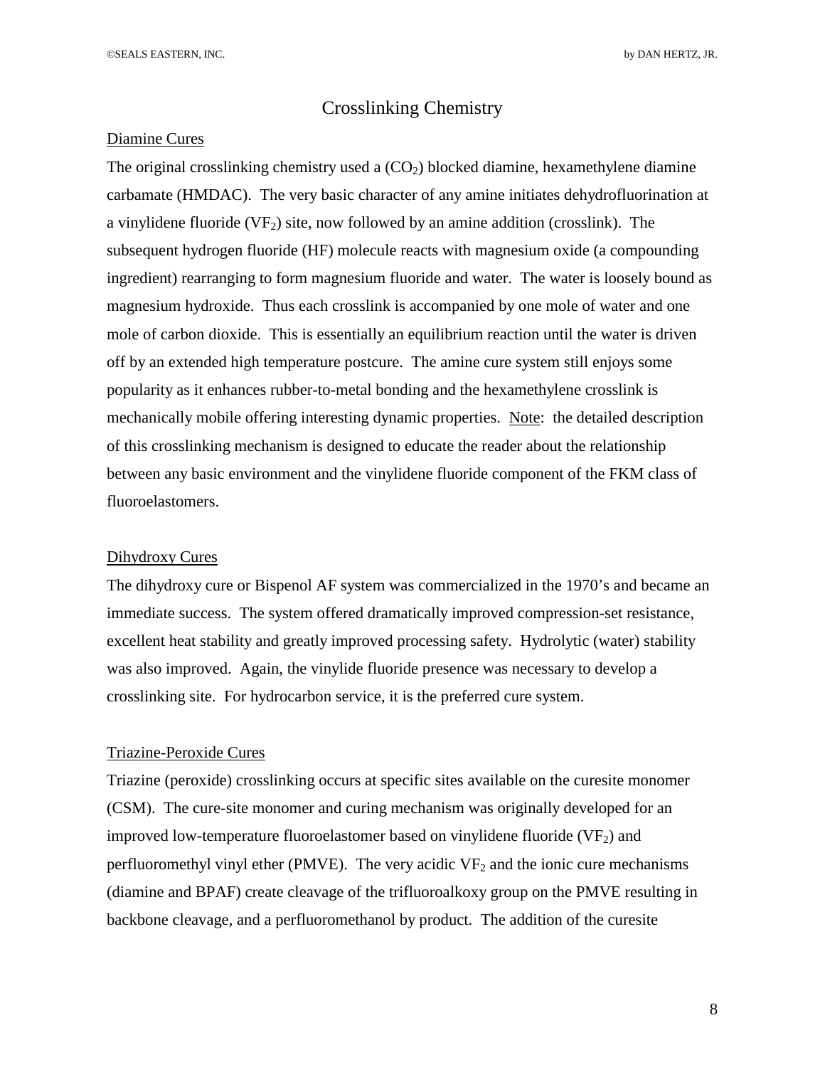# Crosslinking Chemistry

## Diamine Cures

The original crosslinking chemistry used a ($CO_2$) blocked diamine, hexamethylene diamine carbamate (HMDAC). The very basic character of any amine initiates dehydrofluorination at a vinylidene fluoride ($VF_2$) site, now followed by an amine addition (crosslink). The subsequent hydrogen fluoride (HF) molecule reacts with magnesium oxide (a compounding ingredient) rearranging to form magnesium fluoride and water. The water is loosely bound as magnesium hydroxide. Thus each crosslink is accompanied by one mole of water and one mole of carbon dioxide. This is essentially an equilibrium reaction until the water is driven off by an extended high temperature postcure. The amine cure system still enjoys some popularity as it enhances rubber-to-metal bonding and the hexamethylene crosslink is mechanically mobile offering interesting dynamic properties. Note: the detailed description of this crosslinking mechanism is designed to educate the reader about the relationship between any basic environment and the vinylidene fluoride component of the FKM class of fluoroelastomers.

## Dihydroxy Cures

The dihydroxy cure or Bispenol AF system was commercialized in the 1970's and became an immediate success. The system offered dramatically improved compression-set resistance, excellent heat stability and greatly improved processing safety. Hydrolytic (water) stability was also improved. Again, the vinylide fluoride presence was necessary to develop a crosslinking site. For hydrocarbon service, it is the preferred cure system.

## Triazine-Peroxide Cures

Triazine (peroxide) crosslinking occurs at specific sites available on the curesite monomer (CSM). The cure-site monomer and curing mechanism was originally developed for an improved low-temperature fluoroelastomer based on vinylidene fluoride ($VF_2$) and perfluoromethyl vinyl ether (PMVE). The very acidic $VF_2$ and the ionic cure mechanisms (diamine and BPAF) create cleavage of the trifluoroalkoxy group on the PMVE resulting in backbone cleavage, and a perfluoromethanol by product. The addition of the curesite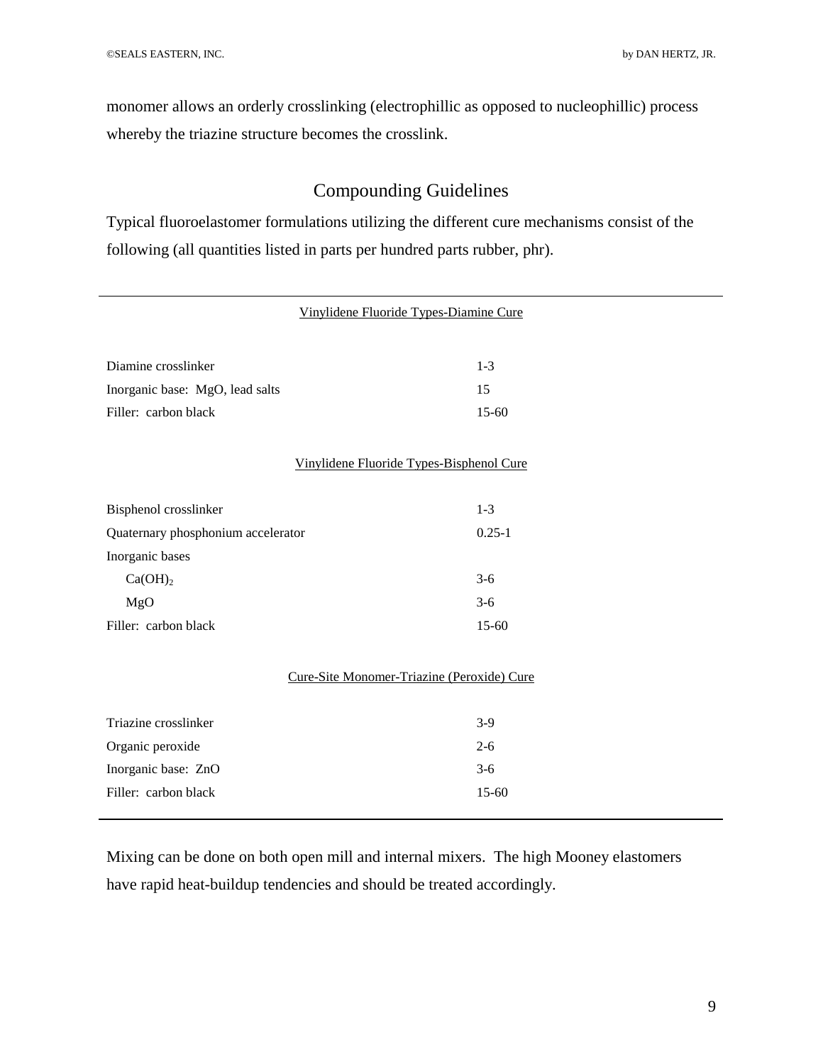monomer allows an orderly crosslinking (electrophillic as opposed to nucleophillic) process whereby the triazine structure becomes the crosslink.

## Compounding Guidelines

Typical fluoroelastomer formulations utilizing the different cure mechanisms consist of the following (all quantities listed in parts per hundred parts rubber, phr).

| Vinylidene Fluoride Types-Diamine Cure | |
|---|---|
| Diamine crosslinker | 1-3 |
| Inorganic base: MgO, lead salts | 15 |
| Filler: carbon black | 15-60 |
| **Vinylidene Fluoride Types-Bisphenol Cure** | |
| Bisphenol crosslinker | 1-3 |
| Quaternary phosphonium accelerator | 0.25-1 |
| Inorganic bases | |
| $Ca(OH)_2$ | 3-6 |
| MgO | 3-6 |
| Filler: carbon black | 15-60 |
| **Cure-Site Monomer-Triazine (Peroxide) Cure** | |
| Triazine crosslinker | 3-9 |
| Organic peroxide | 2-6 |
| Inorganic base: ZnO | 3-6 |
| Filler: carbon black | 15-60 |

Mixing can be done on both open mill and internal mixers. The high Mooney elastomers have rapid heat-buildup tendencies and should be treated accordingly.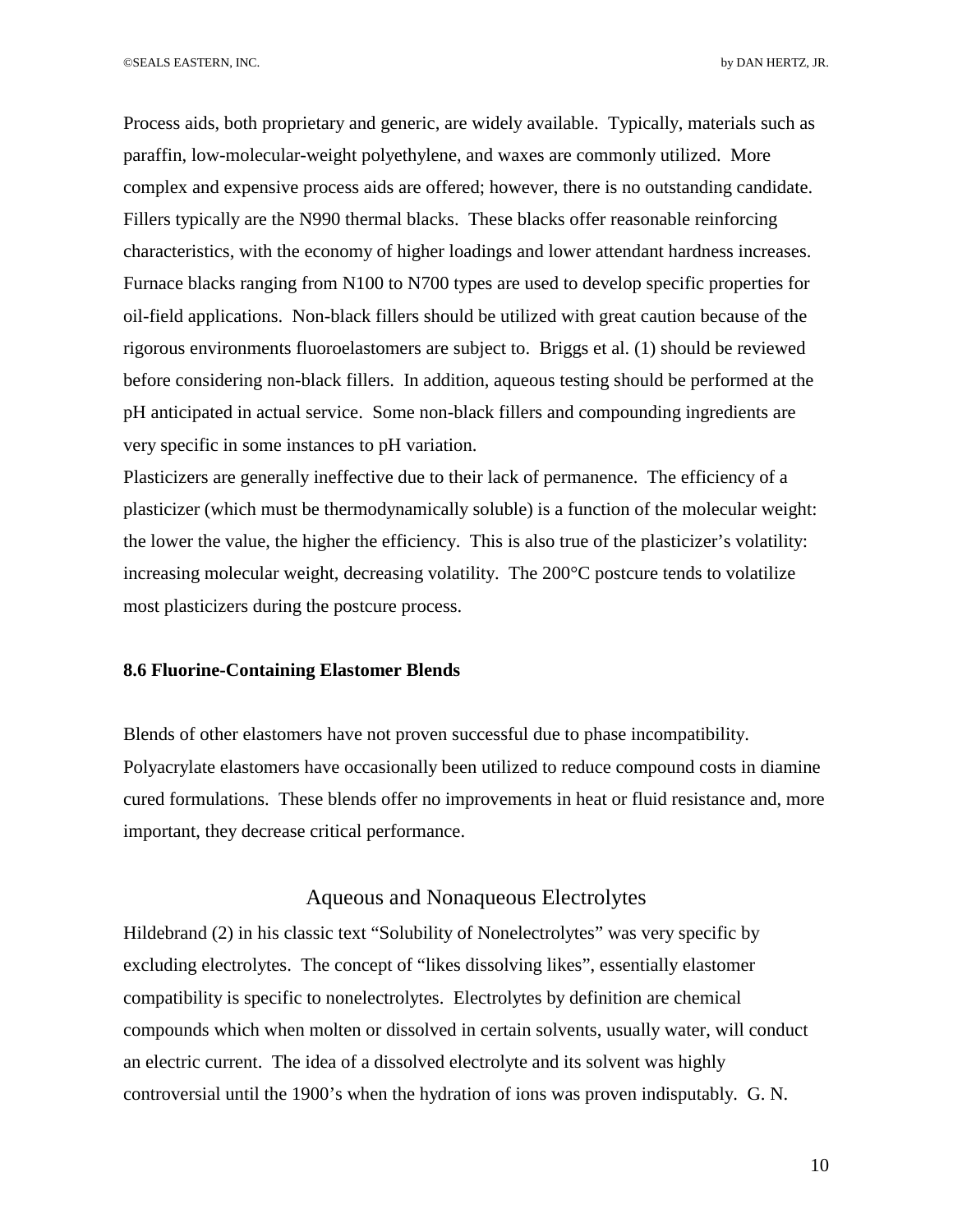Process aids, both proprietary and generic, are widely available. Typically, materials such as paraffin, low-molecular-weight polyethylene, and waxes are commonly utilized. More complex and expensive process aids are offered; however, there is no outstanding candidate. Fillers typically are the N990 thermal blacks. These blacks offer reasonable reinforcing characteristics, with the economy of higher loadings and lower attendant hardness increases. Furnace blacks ranging from N100 to N700 types are used to develop specific properties for oil-field applications. Non-black fillers should be utilized with great caution because of the rigorous environments fluoroelastomers are subject to. Briggs et al. (1) should be reviewed before considering non-black fillers. In addition, aqueous testing should be performed at the pH anticipated in actual service. Some non-black fillers and compounding ingredients are very specific in some instances to pH variation.

Plasticizers are generally ineffective due to their lack of permanence. The efficiency of a plasticizer (which must be thermodynamically soluble) is a function of the molecular weight: the lower the value, the higher the efficiency. This is also true of the plasticizer's volatility: increasing molecular weight, decreasing volatility. The 200°C postcure tends to volatilize most plasticizers during the postcure process.

**8.6 Fluorine-Containing Elastomer Blends**

Blends of other elastomers have not proven successful due to phase incompatibility. Polyacrylate elastomers have occasionally been utilized to reduce compound costs in diamine cured formulations. These blends offer no improvements in heat or fluid resistance and, more important, they decrease critical performance.

## Aqueous and Nonaqueous Electrolytes

Hildebrand (2) in his classic text "Solubility of Nonelectrolytes" was very specific by excluding electrolytes. The concept of "likes dissolving likes", essentially elastomer compatibility is specific to nonelectrolytes. Electrolytes by definition are chemical compounds which when molten or dissolved in certain solvents, usually water, will conduct an electric current. The idea of a dissolved electrolyte and its solvent was highly controversial until the 1900's when the hydration of ions was proven indisputably. G. N.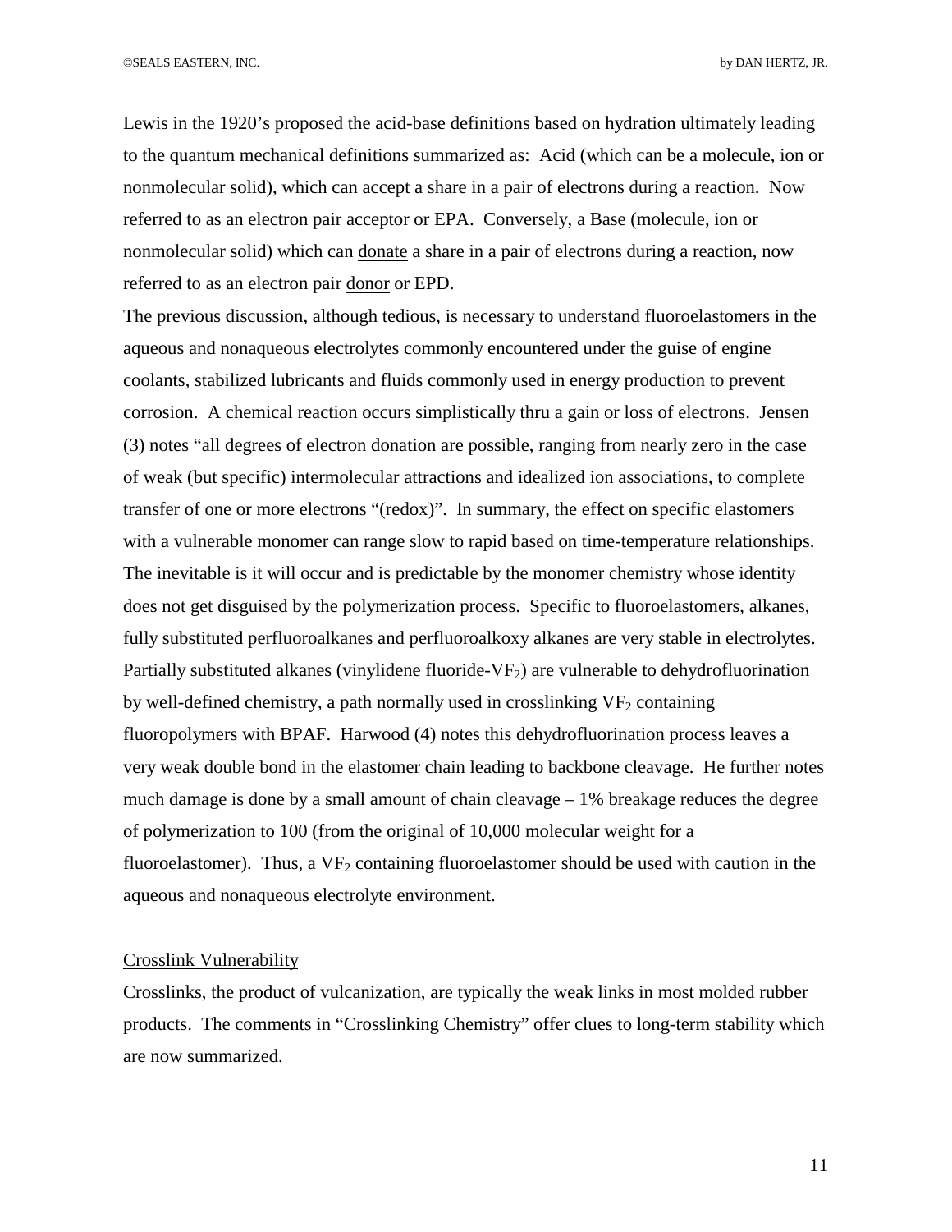Lewis in the 1920's proposed the acid-base definitions based on hydration ultimately leading to the quantum mechanical definitions summarized as: Acid (which can be a molecule, ion or nonmolecular solid), which can accept a share in a pair of electrons during a reaction. Now referred to as an electron pair acceptor or EPA. Conversely, a Base (molecule, ion or nonmolecular solid) which can donate a share in a pair of electrons during a reaction, now referred to as an electron pair donor or EPD.

The previous discussion, although tedious, is necessary to understand fluoroelastomers in the aqueous and nonaqueous electrolytes commonly encountered under the guise of engine coolants, stabilized lubricants and fluids commonly used in energy production to prevent corrosion. A chemical reaction occurs simplistically thru a gain or loss of electrons. Jensen (3) notes "all degrees of electron donation are possible, ranging from nearly zero in the case of weak (but specific) intermolecular attractions and idealized ion associations, to complete transfer of one or more electrons "(redox)". In summary, the effect on specific elastomers with a vulnerable monomer can range slow to rapid based on time-temperature relationships. The inevitable is it will occur and is predictable by the monomer chemistry whose identity does not get disguised by the polymerization process. Specific to fluoroelastomers, alkanes, fully substituted perfluoroalkanes and perfluoroalkoxy alkanes are very stable in electrolytes. Partially substituted alkanes (vinylidene fluoride-$VF_2$) are vulnerable to dehydrofluorination by well-defined chemistry, a path normally used in crosslinking $VF_2$ containing fluoropolymers with BPAF. Harwood (4) notes this dehydrofluorination process leaves a very weak double bond in the elastomer chain leading to backbone cleavage. He further notes much damage is done by a small amount of chain cleavage – 1% breakage reduces the degree of polymerization to 100 (from the original of 10,000 molecular weight for a fluoroelastomer). Thus, a $VF_2$ containing fluoroelastomer should be used with caution in the aqueous and nonaqueous electrolyte environment.

## Crosslink Vulnerability

Crosslinks, the product of vulcanization, are typically the weak links in most molded rubber products. The comments in "Crosslinking Chemistry" offer clues to long-term stability which are now summarized.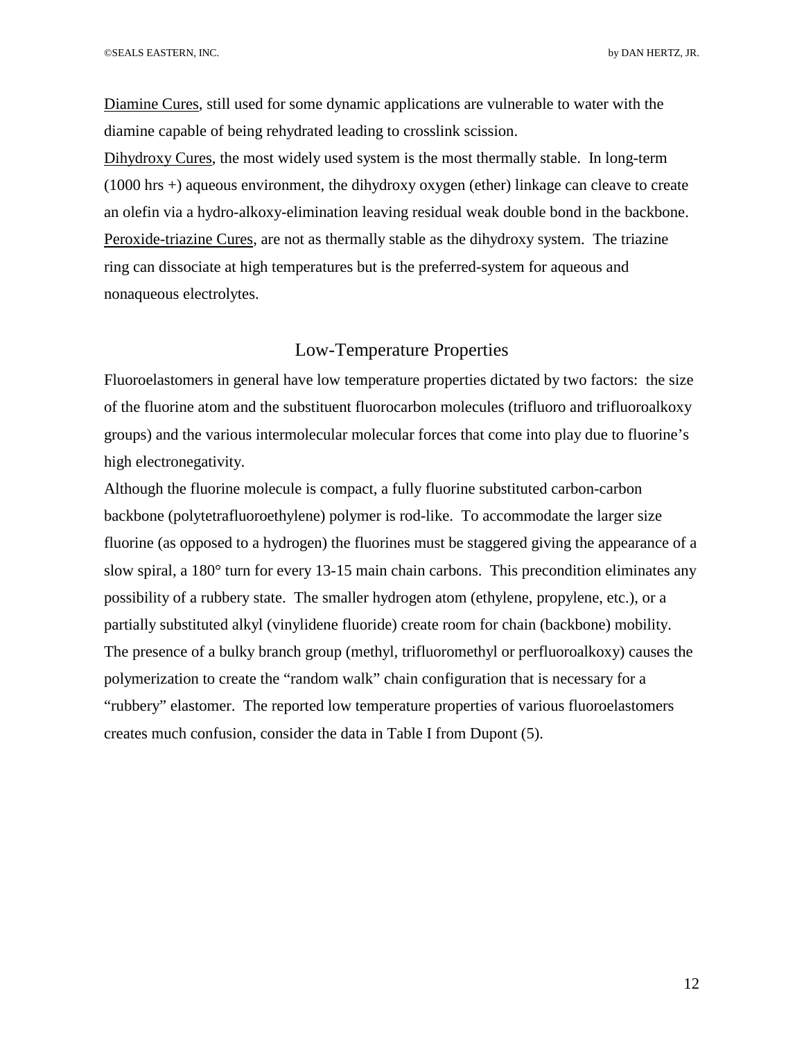<u>Diamine Cures</u>, still used for some dynamic applications are vulnerable to water with the diamine capable of being rehydrated leading to crosslink scission.

<u>Dihydroxy Cures</u>, the most widely used system is the most thermally stable. In long-term (1000 hrs +) aqueous environment, the dihydroxy oxygen (ether) linkage can cleave to create an olefin via a hydro-alkoxy-elimination leaving residual weak double bond in the backbone.

<u>Peroxide-triazine Cures</u>, are not as thermally stable as the dihydroxy system. The triazine ring can dissociate at high temperatures but is the preferred-system for aqueous and nonaqueous electrolytes.

## Low-Temperature Properties

Fluoroelastomers in general have low temperature properties dictated by two factors: the size of the fluorine atom and the substituent fluorocarbon molecules (trifluoro and trifluoroalkoxy groups) and the various intermolecular molecular forces that come into play due to fluorine's high electronegativity.

Although the fluorine molecule is compact, a fully fluorine substituted carbon-carbon backbone (polytetrafluoroethylene) polymer is rod-like. To accommodate the larger size fluorine (as opposed to a hydrogen) the fluorines must be staggered giving the appearance of a slow spiral, a 180° turn for every 13-15 main chain carbons. This precondition eliminates any possibility of a rubbery state. The smaller hydrogen atom (ethylene, propylene, etc.), or a partially substituted alkyl (vinylidene fluoride) create room for chain (backbone) mobility. The presence of a bulky branch group (methyl, trifluoromethyl or perfluoroalkoxy) causes the polymerization to create the "random walk" chain configuration that is necessary for a "rubbery" elastomer. The reported low temperature properties of various fluoroelastomers creates much confusion, consider the data in Table I from Dupont (5).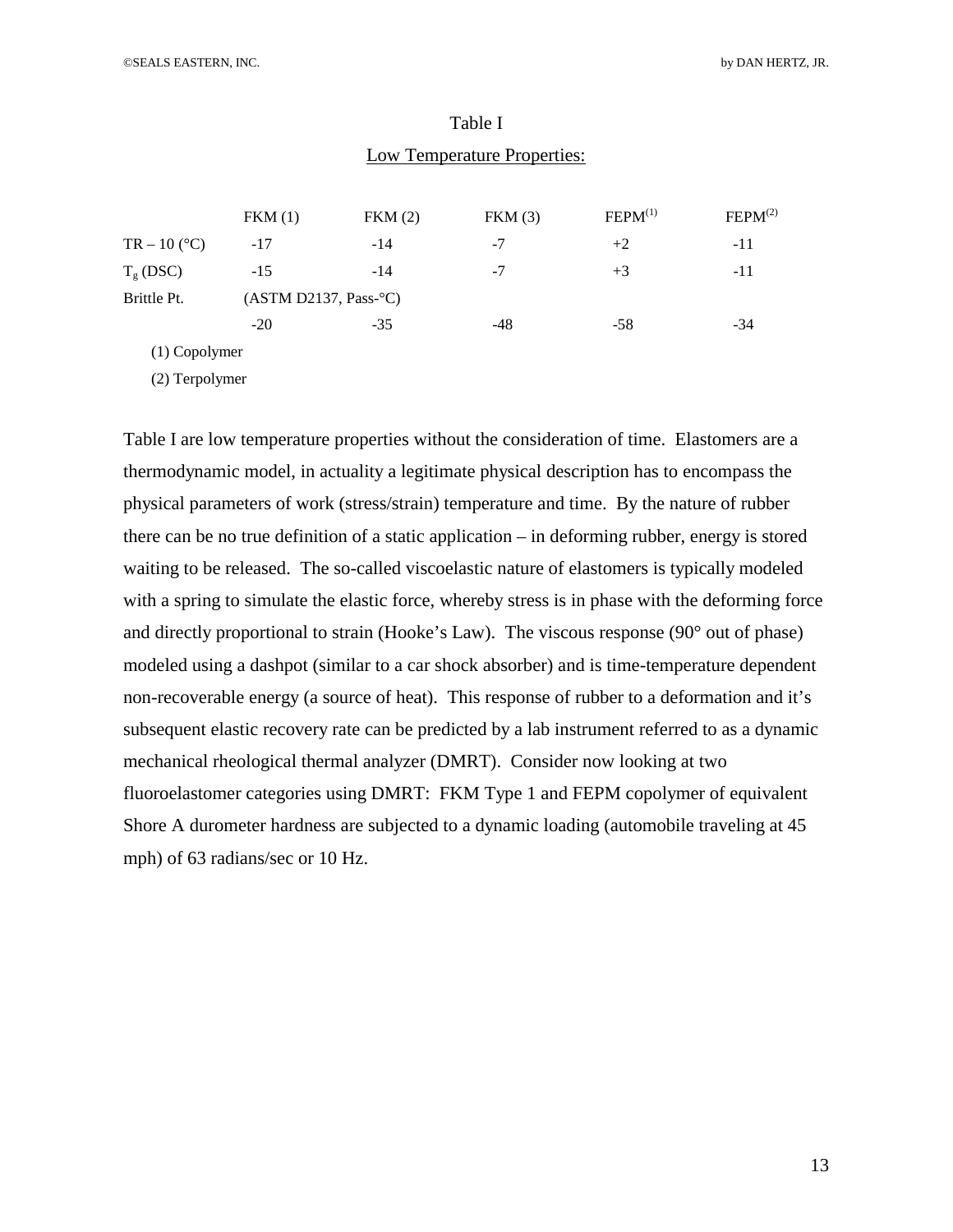Table I

Low Temperature Properties:

| | FKM (1) | FKM (2) | FKM (3) | FEPM[1] | FEPM[2] |
|---|---|---|---|---|---|
| TR – 10 (°C) | -17 | -14 | -7 | +2 | -11 |
| $T_g$ (DSC) | -15 | -14 | -7 | +3 | -11 |
| Brittle Pt. (ASTM D2137, Pass-°C) | -20 | -35 | -48 | -58 | -34 |

(1) Copolymer

(2) Terpolymer

Table I are low temperature properties without the consideration of time. Elastomers are a thermodynamic model, in actuality a legitimate physical description has to encompass the physical parameters of work (stress/strain) temperature and time. By the nature of rubber there can be no true definition of a static application – in deforming rubber, energy is stored waiting to be released. The so-called viscoelastic nature of elastomers is typically modeled with a spring to simulate the elastic force, whereby stress is in phase with the deforming force and directly proportional to strain (Hooke's Law). The viscous response (90° out of phase) modeled using a dashpot (similar to a car shock absorber) and is time-temperature dependent non-recoverable energy (a source of heat). This response of rubber to a deformation and it's subsequent elastic recovery rate can be predicted by a lab instrument referred to as a dynamic mechanical rheological thermal analyzer (DMRT). Consider now looking at two fluoroelastomer categories using DMRT: FKM Type 1 and FEPM copolymer of equivalent Shore A durometer hardness are subjected to a dynamic loading (automobile traveling at 45 mph) of 63 radians/sec or 10 Hz.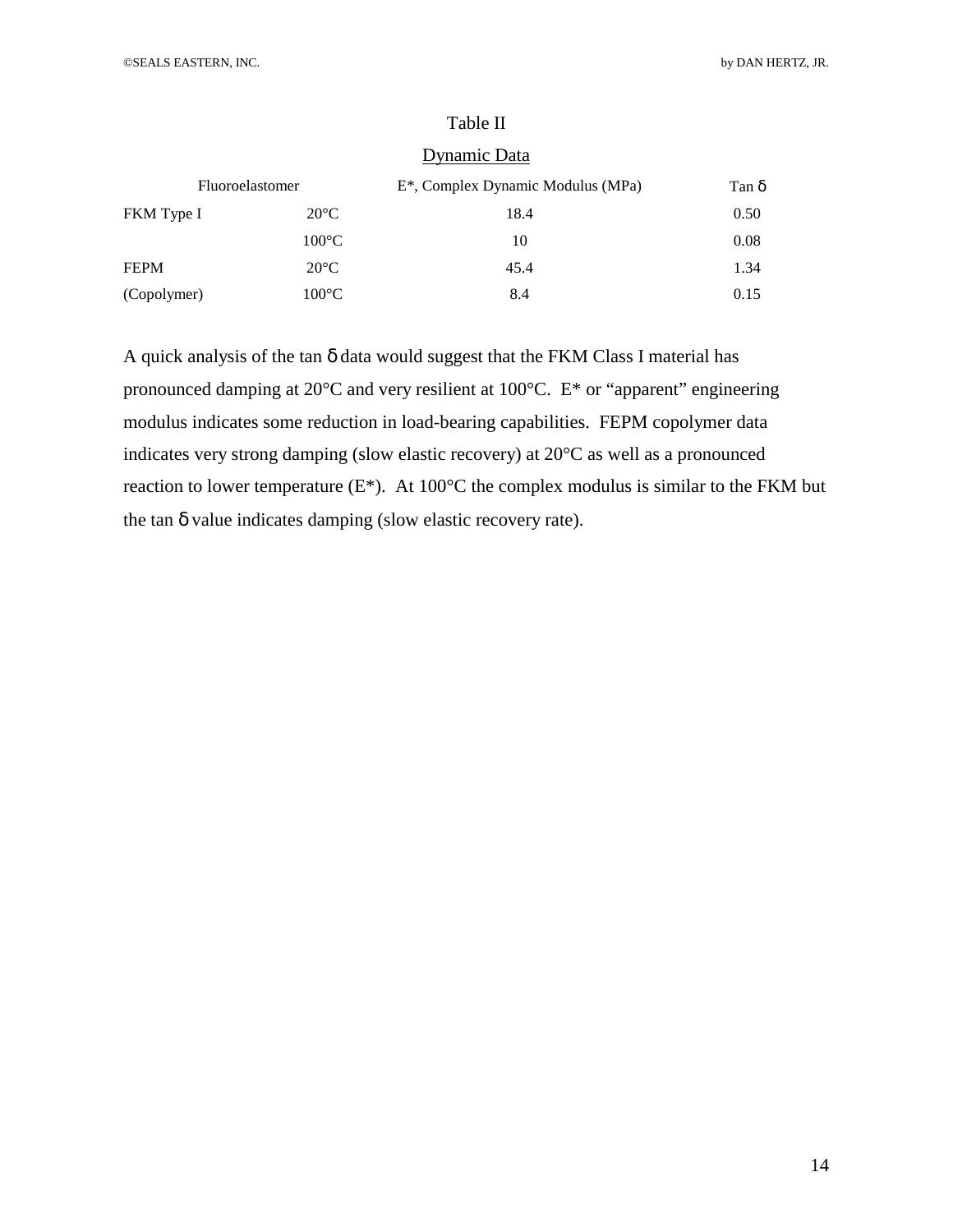Table II

Dynamic Data

| Fluoroelastomer | | E*, Complex Dynamic Modulus (MPa) | Tan δ |
|---|---|---|---|
| FKM Type I | 20°C | 18.4 | 0.50 |
| | 100°C | 10 | 0.08 |
| FEPM | 20°C | 45.4 | 1.34 |
| (Copolymer) | 100°C | 8.4 | 0.15 |

A quick analysis of the tan δ data would suggest that the FKM Class I material has pronounced damping at 20°C and very resilient at 100°C. E* or "apparent" engineering modulus indicates some reduction in load-bearing capabilities. FEPM copolymer data indicates very strong damping (slow elastic recovery) at 20°C as well as a pronounced reaction to lower temperature (E*). At 100°C the complex modulus is similar to the FKM but the tan δ value indicates damping (slow elastic recovery rate).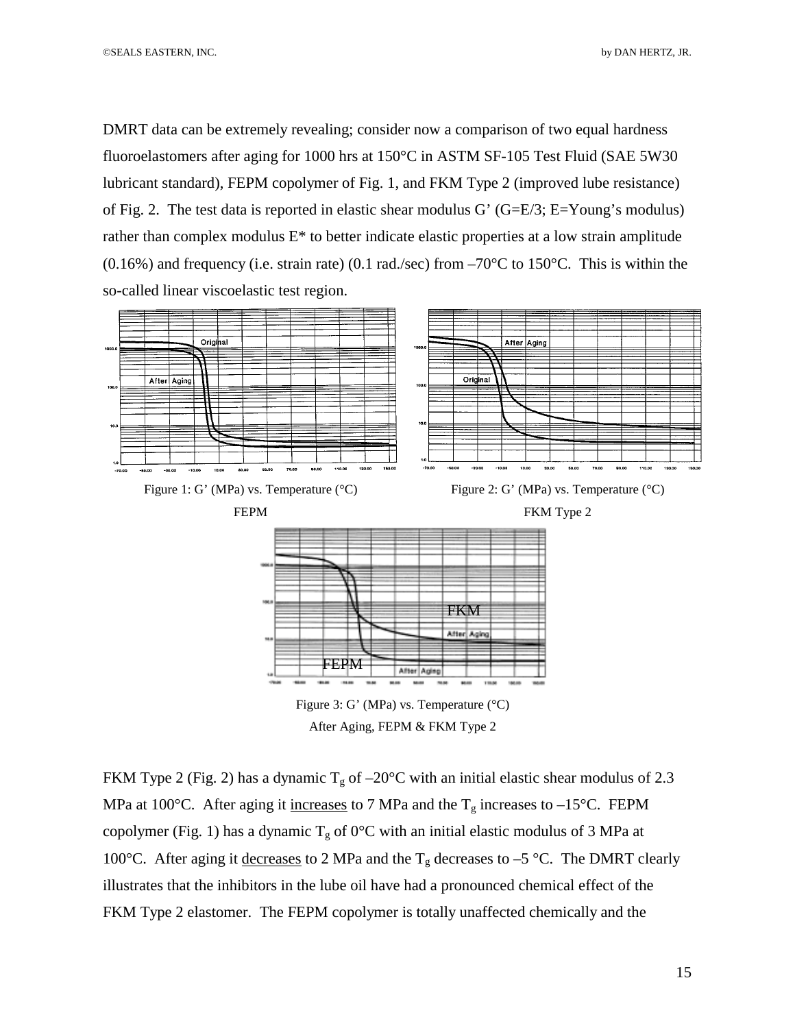DMRT data can be extremely revealing; consider now a comparison of two equal hardness fluoroelastomers after aging for 1000 hrs at 150°C in ASTM SF-105 Test Fluid (SAE 5W30 lubricant standard), FEPM copolymer of Fig. 1, and FKM Type 2 (improved lube resistance) of Fig. 2. The test data is reported in elastic shear modulus G' (G=E/3; E=Young's modulus) rather than complex modulus E* to better indicate elastic properties at a low strain amplitude (0.16%) and frequency (i.e. strain rate) (0.1 rad./sec) from –70°C to 150°C. This is within the so-called linear viscoelastic test region.

Figure 1: G' (MPa) vs. Temperature (°C)
FEPM

Figure 2: G' (MPa) vs. Temperature (°C)
FKM Type 2

Figure 3: G' (MPa) vs. Temperature (°C)
After Aging, FEPM & FKM Type 2

FKM Type 2 (Fig. 2) has a dynamic $T_g$ of –20°C with an initial elastic shear modulus of 2.3 MPa at 100°C. After aging it <u>increases</u> to 7 MPa and the $T_g$ increases to –15°C. FEPM copolymer (Fig. 1) has a dynamic $T_g$ of 0°C with an initial elastic modulus of 3 MPa at 100°C. After aging it <u>decreases</u> to 2 MPa and the $T_g$ decreases to –5 °C. The DMRT clearly illustrates that the inhibitors in the lube oil have had a pronounced chemical effect of the FKM Type 2 elastomer. The FEPM copolymer is totally unaffected chemically and the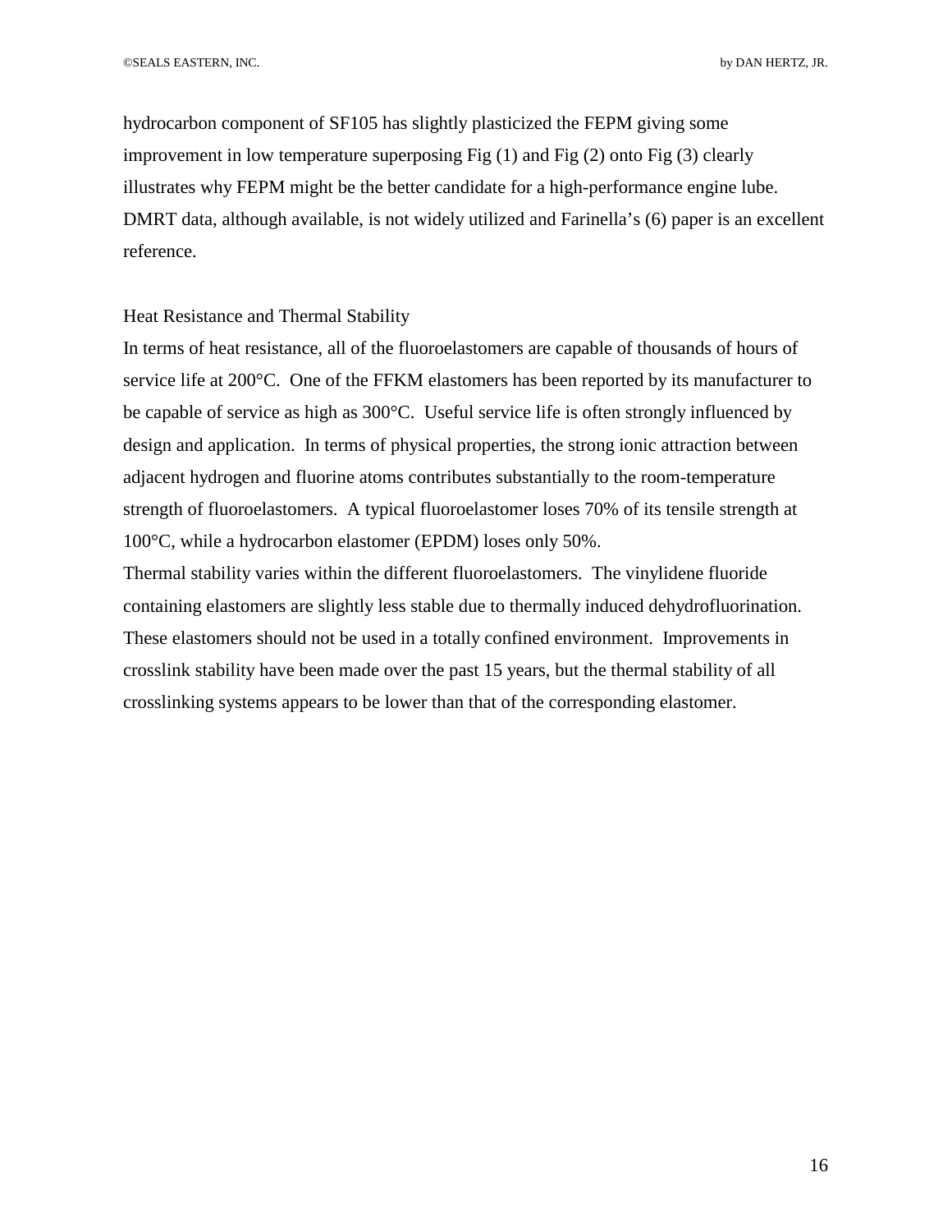hydrocarbon component of SF105 has slightly plasticized the FEPM giving some improvement in low temperature superposing Fig (1) and Fig (2) onto Fig (3) clearly illustrates why FEPM might be the better candidate for a high-performance engine lube. DMRT data, although available, is not widely utilized and Farinella's (6) paper is an excellent reference.

## Heat Resistance and Thermal Stability

In terms of heat resistance, all of the fluoroelastomers are capable of thousands of hours of service life at 200°C. One of the FFKM elastomers has been reported by its manufacturer to be capable of service as high as 300°C. Useful service life is often strongly influenced by design and application. In terms of physical properties, the strong ionic attraction between adjacent hydrogen and fluorine atoms contributes substantially to the room-temperature strength of fluoroelastomers. A typical fluoroelastomer loses 70% of its tensile strength at 100°C, while a hydrocarbon elastomer (EPDM) loses only 50%.

Thermal stability varies within the different fluoroelastomers. The vinylidene fluoride containing elastomers are slightly less stable due to thermally induced dehydrofluorination. These elastomers should not be used in a totally confined environment. Improvements in crosslink stability have been made over the past 15 years, but the thermal stability of all crosslinking systems appears to be lower than that of the corresponding elastomer.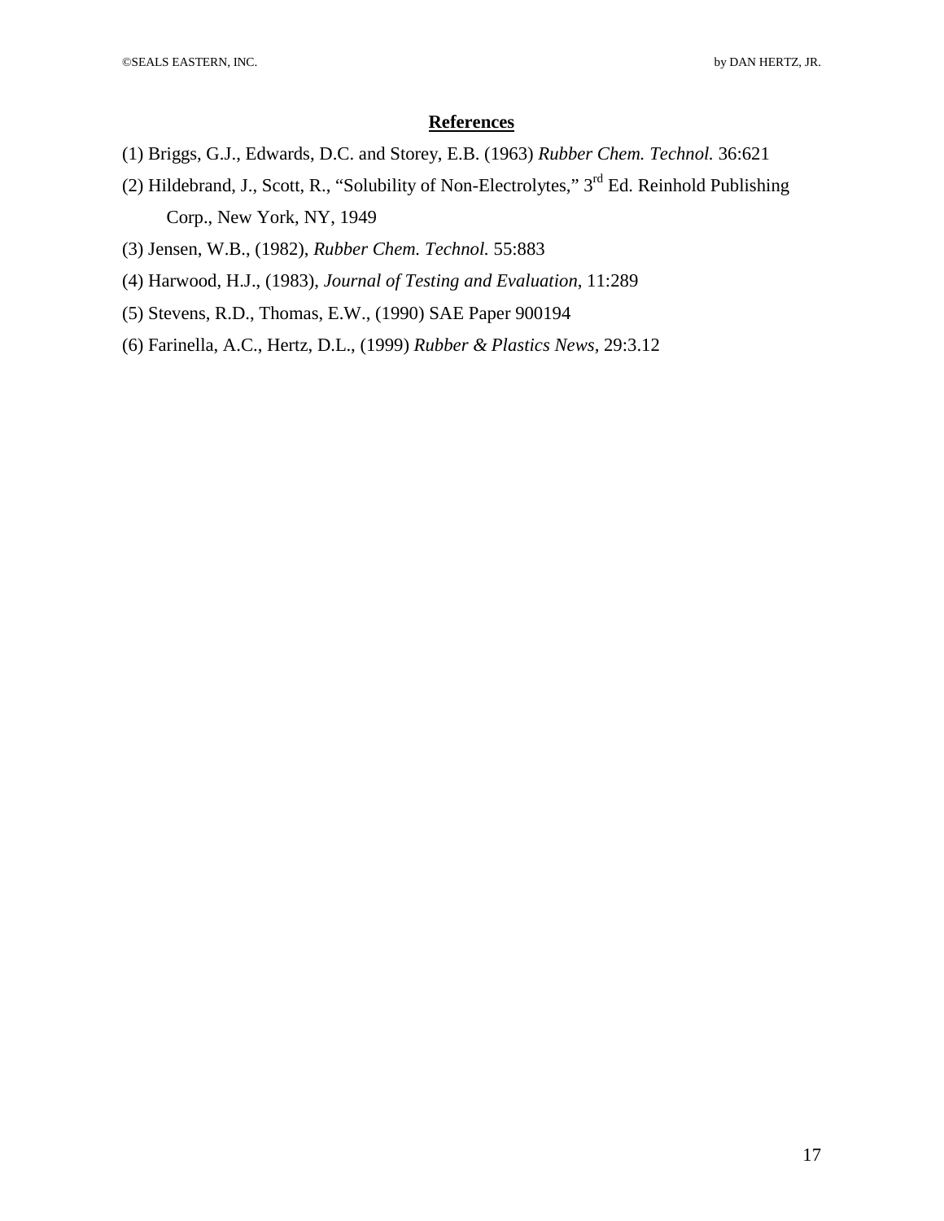## References

(1) Briggs, G.J., Edwards, D.C. and Storey, E.B. (1963) *Rubber Chem. Technol.* 36:621

(2) Hildebrand, J., Scott, R., "Solubility of Non-Electrolytes," 3rd Ed. Reinhold Publishing Corp., New York, NY, 1949

(3) Jensen, W.B., (1982), *Rubber Chem. Technol.* 55:883

(4) Harwood, H.J., (1983), *Journal of Testing and Evaluation*, 11:289

(5) Stevens, R.D., Thomas, E.W., (1990) SAE Paper 900194

(6) Farinella, A.C., Hertz, D.L., (1999) *Rubber & Plastics News*, 29:3.12